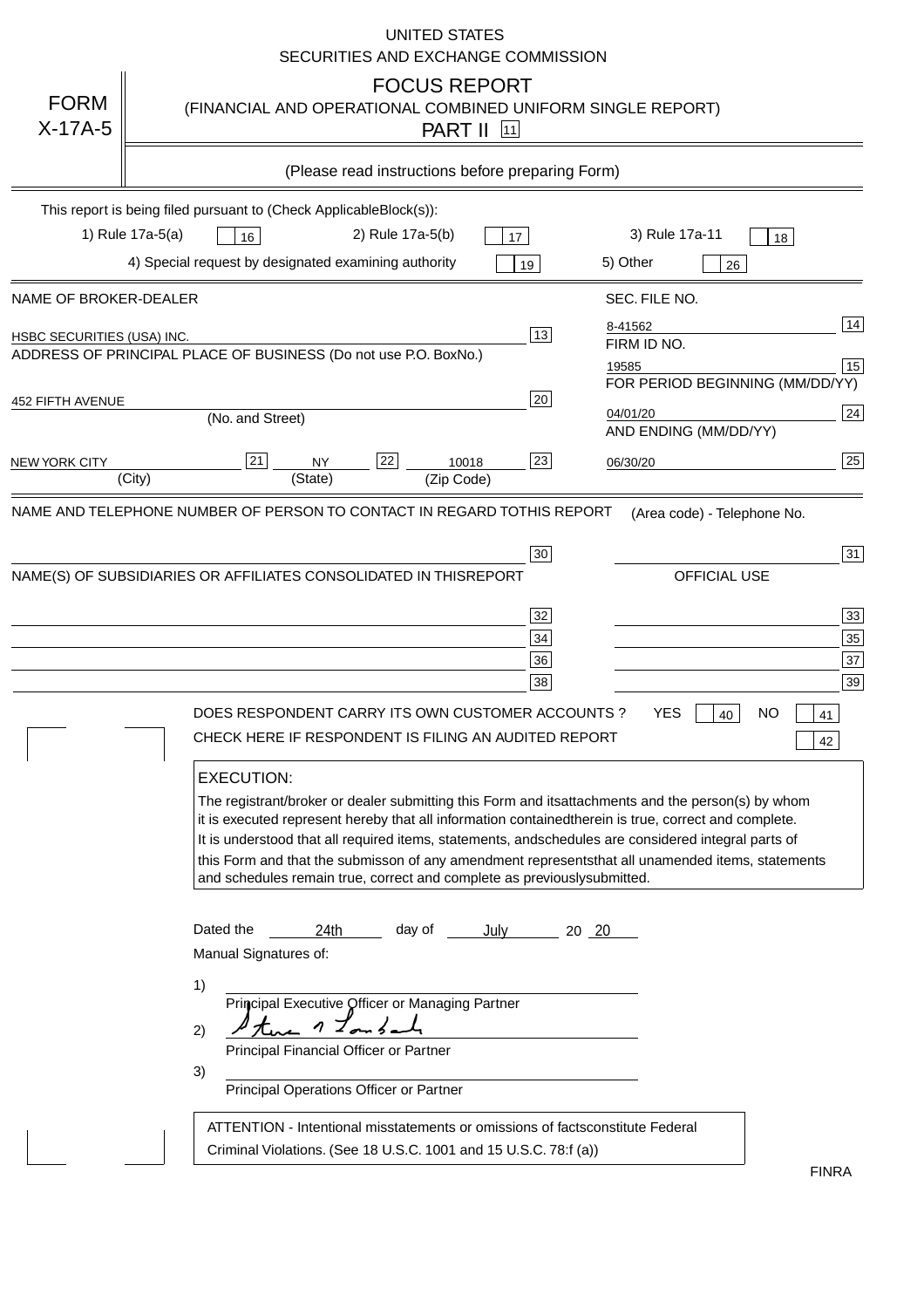UNITED STATES
SECURITIES AND EXCHANGE COMMISSION

# FORM X-17A-5

## FOCUS REPORT
(FINANCIAL AND OPERATIONAL COMBINED UNIFORM SINGLE REPORT)

PART II [11]

(Please read instructions before preparing Form)

This report is being filed pursuant to (Check Applicable Block(s)):

1) Rule 17a-5(a) [16]   2) Rule 17a-5(b) [17]   3) Rule 17a-11 [18]

4) Special request by designated examining authority [19]   5) Other [26]

| NAME OF BROKER-DEALER | | SEC. FILE NO. | |
|---|---|---|---|
| HSBC SECURITIES (USA) INC. | 13 | 8-41562 | 14 |
| ADDRESS OF PRINCIPAL PLACE OF BUSINESS (Do not use P.O. Box No.) | | FIRM ID NO. | |
| | | 19585 | 15 |
| | | FOR PERIOD BEGINNING (MM/DD/YY) | |
| 452 FIFTH AVENUE (No. and Street) | 20 | 04/01/20 | 24 |
| | | AND ENDING (MM/DD/YY) | |
| NEW YORK CITY (City) [21] NY (State) [22] 10018 (Zip Code) | 23 | 06/30/20 | 25 |

NAME AND TELEPHONE NUMBER OF PERSON TO CONTACT IN REGARD TO THIS REPORT [30]   (Area code) - Telephone No. [31]

NAME(S) OF SUBSIDIARIES OR AFFILIATES CONSOLIDATED IN THIS REPORT   OFFICIAL USE

| | | | |
|---|---|---|---|
| | 32 | | 33 |
| | 34 | | 35 |
| | 36 | | 37 |
| | 38 | | 39 |

DOES RESPONDENT CARRY ITS OWN CUSTOMER ACCOUNTS ? YES [40] NO [41]

CHECK HERE IF RESPONDENT IS FILING AN AUDITED REPORT [42]

**EXECUTION:**

The registrant/broker or dealer submitting this Form and its attachments and the person(s) by whom it is executed represent hereby that all information contained therein is true, correct and complete. It is understood that all required items, statements, and schedules are considered integral parts of this Form and that the submisson of any amendment represents that all unamended items, statements and schedules remain true, correct and complete as previously submitted.

Dated the 24th day of July 20 20

Manual Signatures of:

1) ______________________
Principal Executive Officer or Managing Partner

2) Steve M Lombardi (signature)
Principal Financial Officer or Partner

3) ______________________
Principal Operations Officer or Partner

ATTENTION - Intentional misstatements or omissions of facts constitute Federal Criminal Violations. (See 18 U.S.C. 1001 and 15 U.S.C. 78:f (a))

FINRA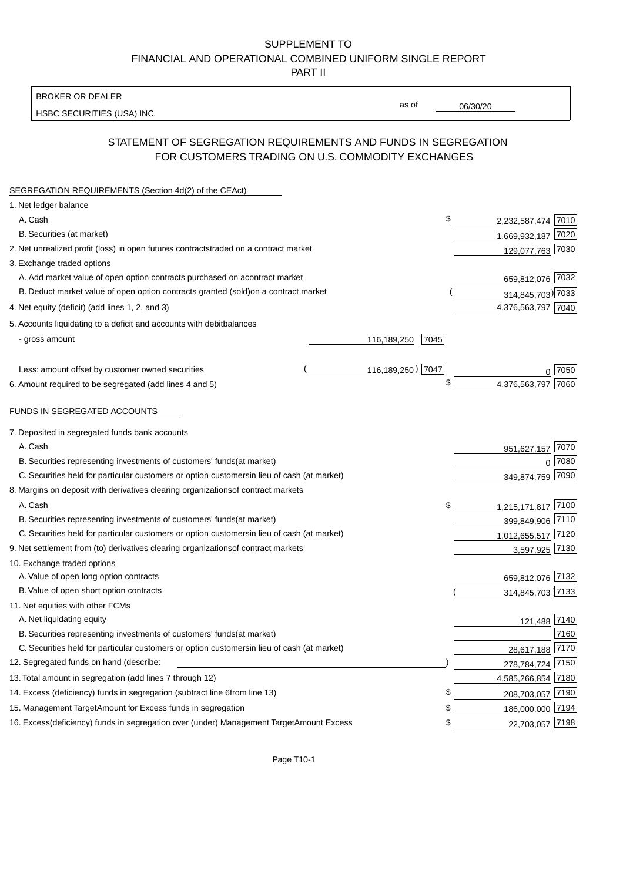SUPPLEMENT TO
FINANCIAL AND OPERATIONAL COMBINED UNIFORM SINGLE REPORT
PART II

BROKER OR DEALER
HSBC SECURITIES (USA) INC.

as of 06/30/20

## STATEMENT OF SEGREGATION REQUIREMENTS AND FUNDS IN SEGREGATION FOR CUSTOMERS TRADING ON U.S. COMMODITY EXCHANGES

SEGREGATION REQUIREMENTS (Section 4d(2) of the CEAct)

| | | | | |
|---|---|---|---|---|
| 1. Net ledger balance | | | | |
| A. Cash | | | $ 2,232,587,474 | 7010 |
| B. Securities (at market) | | | 1,669,932,187 | 7020 |
| 2. Net unrealized profit (loss) in open futures contracts traded on a contract market | | | 129,077,763 | 7030 |
| 3. Exchange traded options | | | | |
| A. Add market value of open option contracts purchased on a contract market | | | 659,812,076 | 7032 |
| B. Deduct market value of open option contracts granted (sold) on a contract market | | | (314,845,703) | 7033 |
| 4. Net equity (deficit) (add lines 1, 2, and 3) | | | 4,376,563,797 | 7040 |
| 5. Accounts liquidating to a deficit and accounts with debit balances | | | | |
| - gross amount | 116,189,250 | 7045 | | |
| Less: amount offset by customer owned securities | (116,189,250) | 7047 | 0 | 7050 |
| 6. Amount required to be segregated (add lines 4 and 5) | | | $ 4,376,563,797 | 7060 |

FUNDS IN SEGREGATED ACCOUNTS

| | | |
|---|---|---|
| 7. Deposited in segregated funds bank accounts | | |
| A. Cash | 951,627,157 | 7070 |
| B. Securities representing investments of customers' funds (at market) | 0 | 7080 |
| C. Securities held for particular customers or option customers in lieu of cash (at market) | 349,874,759 | 7090 |
| 8. Margins on deposit with derivatives clearing organizations of contract markets | | |
| A. Cash | $ 1,215,171,817 | 7100 |
| B. Securities representing investments of customers' funds (at market) | 399,849,906 | 7110 |
| C. Securities held for particular customers or option customers in lieu of cash (at market) | 1,012,655,517 | 7120 |
| 9. Net settlement from (to) derivatives clearing organizations of contract markets | 3,597,925 | 7130 |
| 10. Exchange traded options | | |
| A. Value of open long option contracts | 659,812,076 | 7132 |
| B. Value of open short option contracts | (314,845,703) | 7133 |
| 11. Net equities with other FCMs | | |
| A. Net liquidating equity | 121,488 | 7140 |
| B. Securities representing investments of customers' funds (at market) | | 7160 |
| C. Securities held for particular customers or option customers in lieu of cash (at market) | 28,617,188 | 7170 |
| 12. Segregated funds on hand (describe: ) | 278,784,724 | 7150 |
| 13. Total amount in segregation (add lines 7 through 12) | 4,585,266,854 | 7180 |
| 14. Excess (deficiency) funds in segregation (subtract line 6 from line 13) | $ 208,703,057 | 7190 |
| 15. Management Target Amount for Excess funds in segregation | $ 186,000,000 | 7194 |
| 16. Excess (deficiency) funds in segregation over (under) Management Target Amount Excess | $ 22,703,057 | 7198 |

Page T10-1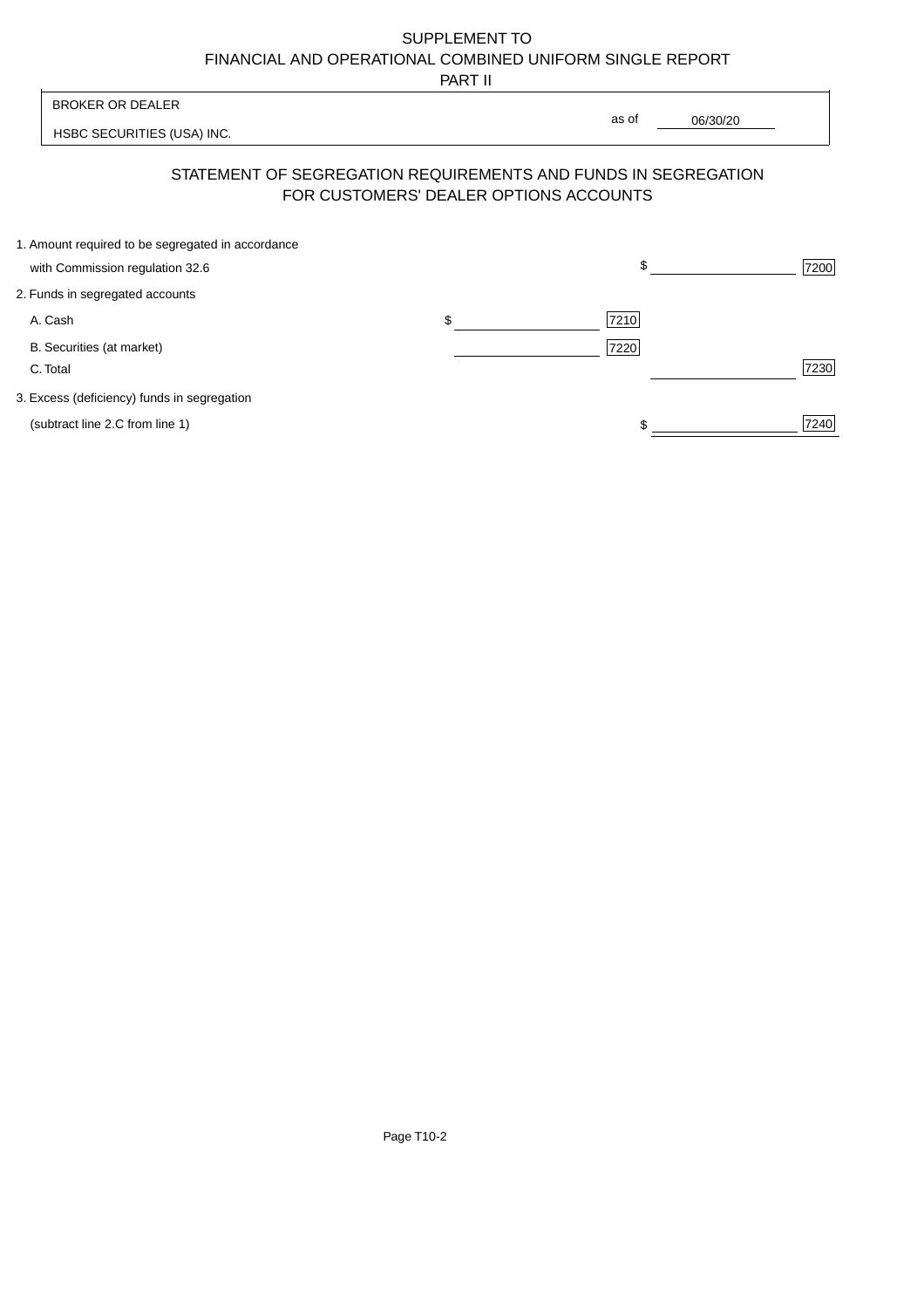SUPPLEMENT TO
FINANCIAL AND OPERATIONAL COMBINED UNIFORM SINGLE REPORT
PART II

BROKER OR DEALER

HSBC SECURITIES (USA) INC.

as of 06/30/20

## STATEMENT OF SEGREGATION REQUIREMENTS AND FUNDS IN SEGREGATION FOR CUSTOMERS' DEALER OPTIONS ACCOUNTS

| | | | | |
|---|---|---|---|---|
| 1. Amount required to be segregated in accordance with Commission regulation 32.6 | | | $ | 7200 |
| 2. Funds in segregated accounts | | | | |
| A. Cash | $ | 7210 | | |
| B. Securities (at market) | | 7220 | | |
| C. Total | | | | 7230 |
| 3. Excess (deficiency) funds in segregation (subtract line 2.C from line 1) | | | $ | 7240 |

Page T10-2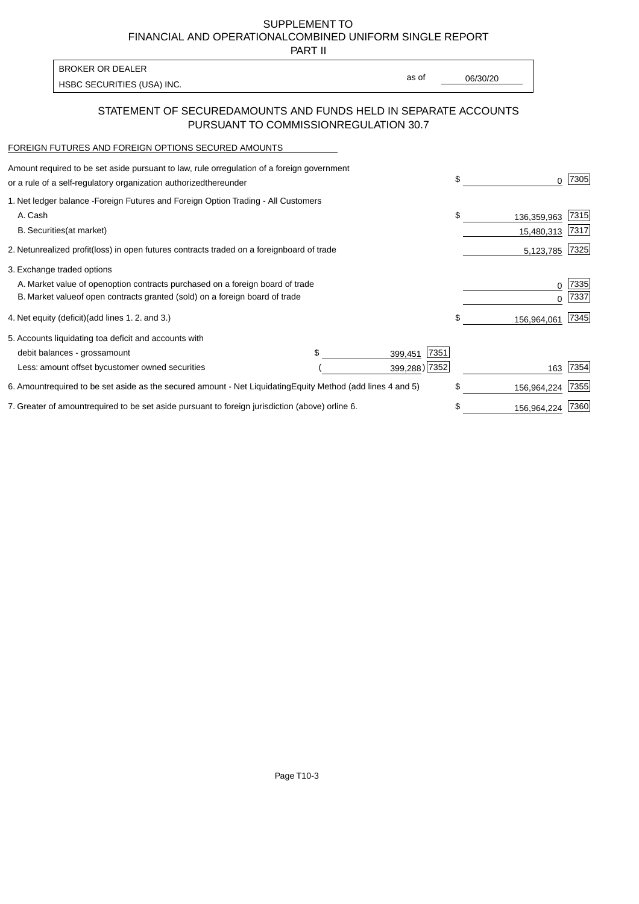# SUPPLEMENT TO FINANCIAL AND OPERATIONAL COMBINED UNIFORM SINGLE REPORT PART II

BROKER OR DEALER

HSBC SECURITIES (USA) INC.

as of 06/30/20

## STATEMENT OF SECURED AMOUNTS AND FUNDS HELD IN SEPARATE ACCOUNTS PURSUANT TO COMMISSION REGULATION 30.7

FOREIGN FUTURES AND FOREIGN OPTIONS SECURED AMOUNTS

| Description | | | Amount | Code |
|---|---|---|---|---|
| Amount required to be set aside pursuant to law, rule or regulation of a foreign government or a rule of a self-regulatory organization authorized thereunder | | | $ 0 | 7305 |
| 1. Net ledger balance - Foreign Futures and Foreign Option Trading - All Customers | | | | |
| A. Cash | | | $ 136,359,963 | 7315 |
| B. Securities (at market) | | | 15,480,313 | 7317 |
| 2. Net unrealized profit (loss) in open futures contracts traded on a foreign board of trade | | | 5,123,785 | 7325 |
| 3. Exchange traded options | | | | |
| A. Market value of open option contracts purchased on a foreign board of trade | | | 0 | 7335 |
| B. Market value of open contracts granted (sold) on a foreign board of trade | | | 0 | 7337 |
| 4. Net equity (deficit) (add lines 1. 2. and 3.) | | | $ 156,964,061 | 7345 |
| 5. Accounts liquidating to a deficit and accounts with | | | | |
| debit balances - gross amount | $ 399,451 | 7351 | | |
| Less: amount offset by customer owned securities | ( 399,288) | 7352 | 163 | 7354 |
| 6. Amount required to be set aside as the secured amount - Net Liquidating Equity Method (add lines 4 and 5) | | | $ 156,964,224 | 7355 |
| 7. Greater of amount required to be set aside pursuant to foreign jurisdiction (above) or line 6. | | | $ 156,964,224 | 7360 |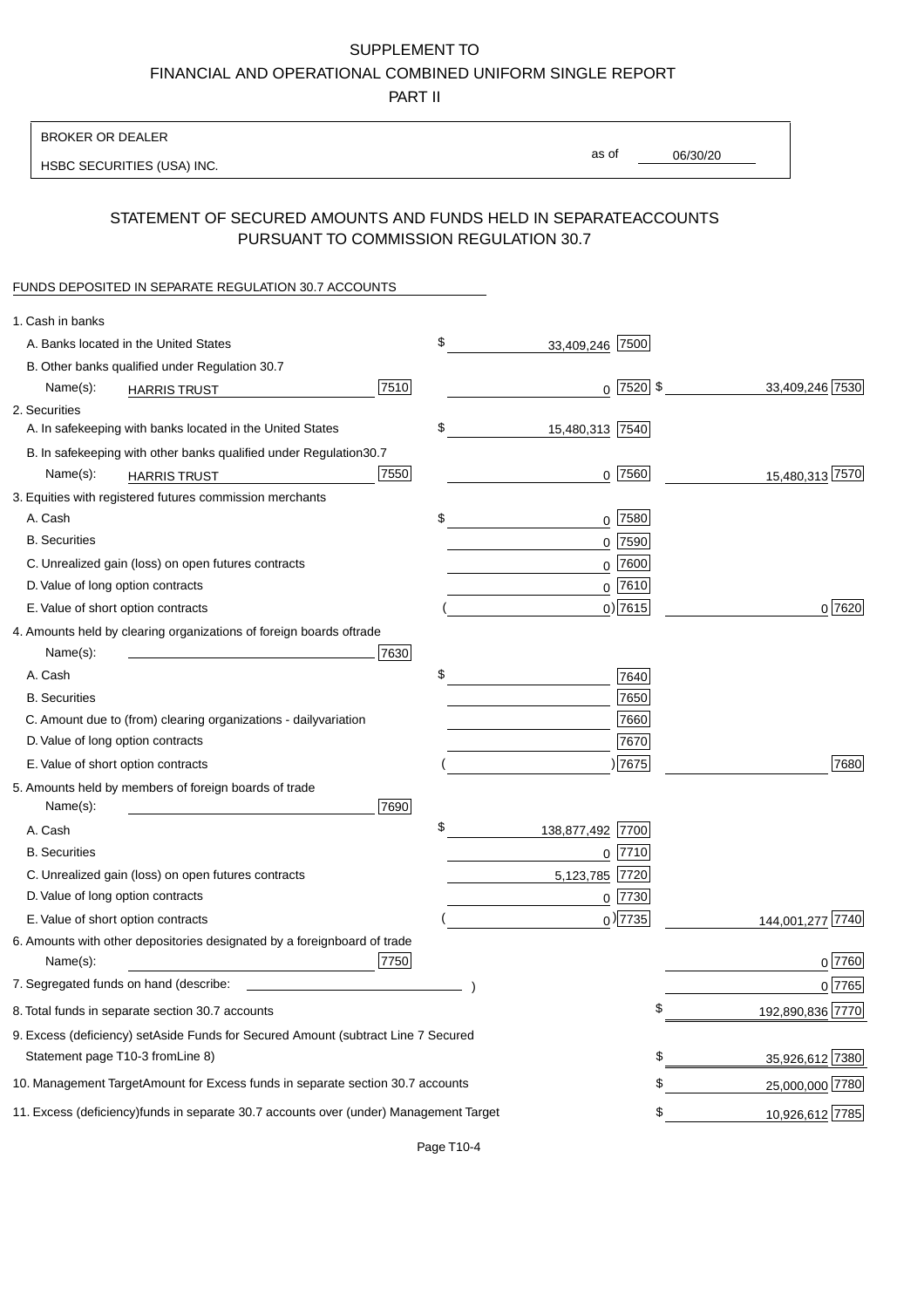SUPPLEMENT TO
FINANCIAL AND OPERATIONAL COMBINED UNIFORM SINGLE REPORT
PART II

BROKER OR DEALER
HSBC SECURITIES (USA) INC.

as of 06/30/20

## STATEMENT OF SECURED AMOUNTS AND FUNDS HELD IN SEPARATEACCOUNTS PURSUANT TO COMMISSION REGULATION 30.7

FUNDS DEPOSITED IN SEPARATE REGULATION 30.7 ACCOUNTS

| | | | |
|---|---|---|---|
| 1. Cash in banks | | | |
| A. Banks located in the United States | | $ 33,409,246 [7500] | |
| B. Other banks qualified under Regulation 30.7 | | | |
| Name(s): HARRIS TRUST | [7510] | 0 [7520] | $ 33,409,246 [7530] |
| 2. Securities | | | |
| A. In safekeeping with banks located in the United States | | $ 15,480,313 [7540] | |
| B. In safekeeping with other banks qualified under Regulation30.7 | | | |
| Name(s): HARRIS TRUST | [7550] | 0 [7560] | 15,480,313 [7570] |
| 3. Equities with registered futures commission merchants | | | |
| A. Cash | | $ 0 [7580] | |
| B. Securities | | 0 [7590] | |
| C. Unrealized gain (loss) on open futures contracts | | 0 [7600] | |
| D. Value of long option contracts | | 0 [7610] | |
| E. Value of short option contracts | | ( 0) [7615] | 0 [7620] |
| 4. Amounts held by clearing organizations of foreign boards oftrade | | | |
| Name(s): | [7630] | | |
| A. Cash | | $ [7640] | |
| B. Securities | | [7650] | |
| C. Amount due to (from) clearing organizations - dailyvariation | | [7660] | |
| D. Value of long option contracts | | [7670] | |
| E. Value of short option contracts | | ( ) [7675] | [7680] |
| 5. Amounts held by members of foreign boards of trade | | | |
| Name(s): | [7690] | | |
| A. Cash | | $ 138,877,492 [7700] | |
| B. Securities | | 0 [7710] | |
| C. Unrealized gain (loss) on open futures contracts | | 5,123,785 [7720] | |
| D. Value of long option contracts | | 0 [7730] | |
| E. Value of short option contracts | | ( 0) [7735] | 144,001,277 [7740] |
| 6. Amounts with other depositories designated by a foreignboard of trade | | | |
| Name(s): | [7750] | | 0 [7760] |
| 7. Segregated funds on hand (describe: ) | | | 0 [7765] |
| 8. Total funds in separate section 30.7 accounts | | | $ 192,890,836 [7770] |
| 9. Excess (deficiency) setAside Funds for Secured Amount (subtract Line 7 Secured Statement page T10-3 fromLine 8) | | | $ 35,926,612 [7380] |
| 10. Management TargetAmount for Excess funds in separate section 30.7 accounts | | | $ 25,000,000 [7780] |
| 11. Excess (deficiency)funds in separate 30.7 accounts over (under) Management Target | | | $ 10,926,612 [7785] |

Page T10-4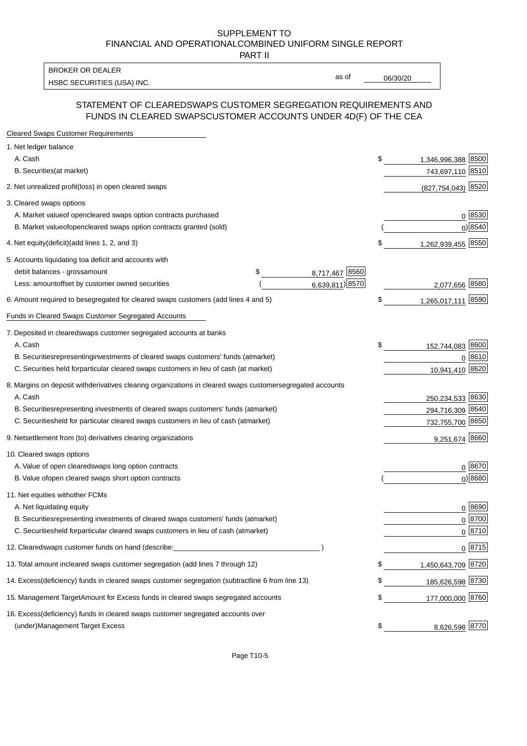SUPPLEMENT TO
FINANCIAL AND OPERATIONALCOMBINED UNIFORM SINGLE REPORT
PART II

| BROKER OR DEALER | | |
|---|---|---|
| HSBC SECURITIES (USA) INC. | as of | 06/30/20 |

## STATEMENT OF CLEAREDSWAPS CUSTOMER SEGREGATION REQUIREMENTS AND FUNDS IN CLEARED SWAPSCUSTOMER ACCOUNTS UNDER 4D(F) OF THE CEA

| Cleared Swaps Customer Requirements | | | | |
|---|---|---|---|---|
| 1. Net ledger balance | | | | |
| A. Cash | | | $ 1,346,996,388 | 8500 |
| B. Securities(at market) | | | 743,697,110 | 8510 |
| 2. Net unrealized profit(loss) in open cleared swaps | | | (827,754,043) | 8520 |
| 3. Cleared swaps options | | | | |
| A. Market valueof opencleared swaps option contracts purchased | | | 0 | 8530 |
| B. Market valueofopencleared swaps option contracts granted (sold) | | | ( 0) | 8540 |
| 4. Net equity(deficit)(add lines 1, 2, and 3) | | | $ 1,262,939,455 | 8550 |
| 5. Accounts liquidating toa deficit and accounts with | | | | |
| debit balances - grossamount | $ 8,717,467 | 8560 | | |
| Less: amountoffset by customer owned securities | ( 6,639,811) | 8570 | 2,077,656 | 8580 |
| 6. Amount required to besegregated for cleared swaps customers (add lines 4 and 5) | | | $ 1,265,017,111 | 8590 |
| **Funds in Cleared Swaps Customer Segregated Accounts** | | | | |
| 7. Deposited in clearedswaps customer segregated accounts at banks | | | | |
| A. Cash | | | $ 152,744,083 | 8600 |
| B. Securitiesrepresentinginvestments of cleared swaps customers' funds (atmarket) | | | 0 | 8610 |
| C. Securities held forparticular cleared swaps customers in lieu of cash (at market) | | | 10,941,410 | 8620 |
| 8. Margins on deposit withderivatives clearing organizations in cleared swaps customersegregated accounts | | | | |
| A. Cash | | | 250,234,533 | 8630 |
| B. Securitiesrepresenting investments of cleared swaps customers' funds (atmarket) | | | 294,716,309 | 8640 |
| C. Securitiesheld for particular cleared swaps customers in lieu of cash (atmarket) | | | 732,755,700 | 8650 |
| 9. Netsettlement from (to) derivatives clearing organizations | | | 9,251,674 | 8660 |
| 10. Cleared swaps options | | | | |
| A. Value of open clearedswaps long option contracts | | | 0 | 8670 |
| B. Value ofopen cleared swaps short option contracts | | | ( 0) | 8680 |
| 11. Net equities withother FCMs | | | | |
| A. Net liquidating equity | | | 0 | 8690 |
| B. Securitiesrepresenting investments of cleared swaps customers' funds (atmarket) | | | 0 | 8700 |
| C. Securitiesheld forparticular cleared swaps customers in lieu of cash (atmarket) | | | 0 | 8710 |
| 12. Clearedswaps customer funds on hand (describe:____________________ ) | | | 0 | 8715 |
| 13. Total amount incleared swaps customer segregation (add lines 7 through 12) | | | $ 1,450,643,709 | 8720 |
| 14. Excess(deficiency) funds in cleared swaps customer segregation (subtractline 6 from line 13) | | | $ 185,626,598 | 8730 |
| 15. Management TargetAmount for Excess funds in cleared swaps segregated accounts | | | $ 177,000,000 | 8760 |
| 16. Excess(deficiency) funds in cleared swaps customer segregated accounts over (under)Management Target Excess | | | $ 8,626,598 | 8770 |

Page T10-5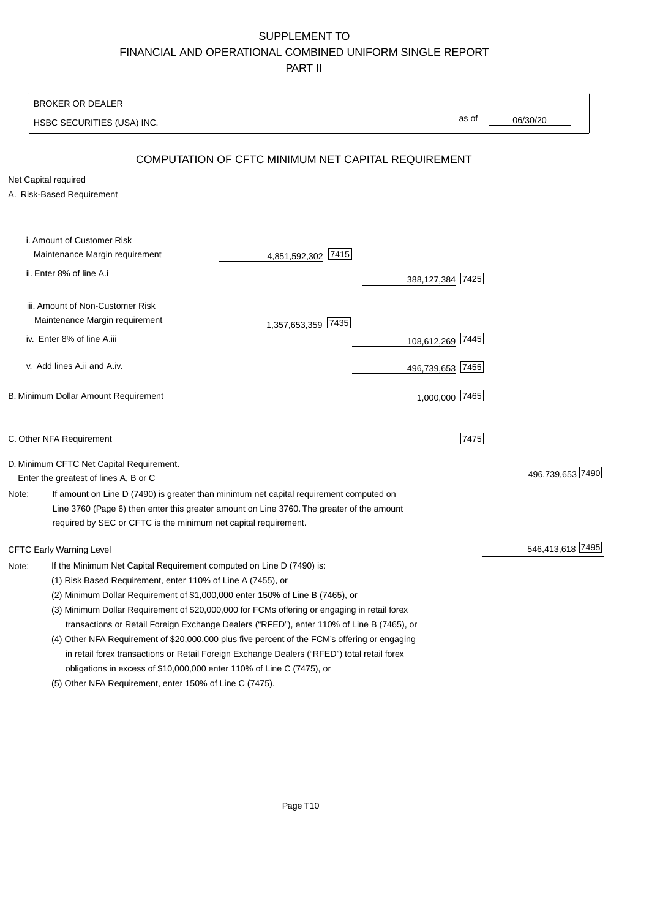# SUPPLEMENT TO
# FINANCIAL AND OPERATIONAL COMBINED UNIFORM SINGLE REPORT
# PART II

| | |
|---|---|
| BROKER OR DEALER | |
| HSBC SECURITIES (USA) INC. | as of 06/30/20 |

## COMPUTATION OF CFTC MINIMUM NET CAPITAL REQUIREMENT

Net Capital required

A. Risk-Based Requirement

| | | | |
|---|---|---|---|
| i. Amount of Customer Risk Maintenance Margin requirement | 4,851,592,302 [7415] | | |
| ii. Enter 8% of line A.i | | 388,127,384 [7425] | |
| iii. Amount of Non-Customer Risk Maintenance Margin requirement | 1,357,653,359 [7435] | | |
| iv. Enter 8% of line A.iii | | 108,612,269 [7445] | |
| v. Add lines A.ii and A.iv. | | 496,739,653 [7455] | |
| B. Minimum Dollar Amount Requirement | | 1,000,000 [7465] | |
| C. Other NFA Requirement | | [7475] | |
| D. Minimum CFTC Net Capital Requirement. Enter the greatest of lines A, B or C | | | 496,739,653 [7490] |

Note: If amount on Line D (7490) is greater than minimum net capital requirement computed on Line 3760 (Page 6) then enter this greater amount on Line 3760. The greater of the amount required by SEC or CFTC is the minimum net capital requirement.

| | |
|---|---|
| CFTC Early Warning Level | 546,413,618 [7495] |

Note: If the Minimum Net Capital Requirement computed on Line D (7490) is:

(1) Risk Based Requirement, enter 110% of Line A (7455), or

(2) Minimum Dollar Requirement of $1,000,000 enter 150% of Line B (7465), or

(3) Minimum Dollar Requirement of $20,000,000 for FCMs offering or engaging in retail forex transactions or Retail Foreign Exchange Dealers ("RFED"), enter 110% of Line B (7465), or

(4) Other NFA Requirement of $20,000,000 plus five percent of the FCM's offering or engaging in retail forex transactions or Retail Foreign Exchange Dealers ("RFED") total retail forex obligations in excess of $10,000,000 enter 110% of Line C (7475), or

(5) Other NFA Requirement, enter 150% of Line C (7475).